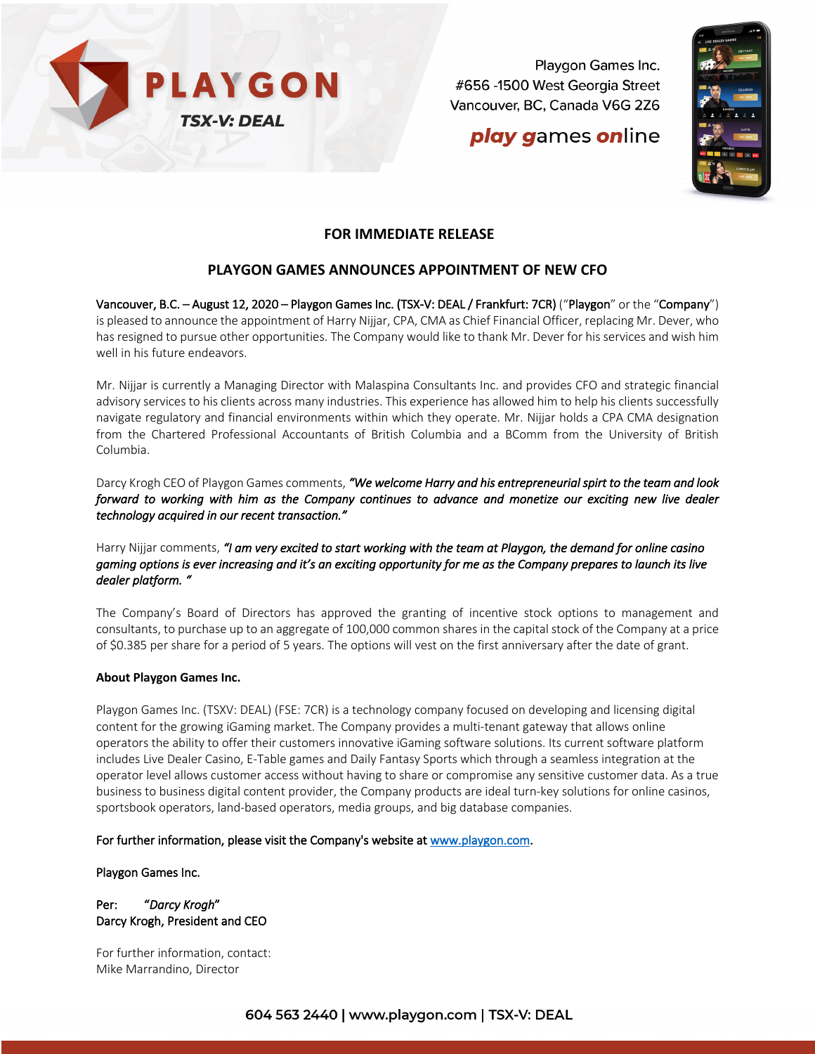PLAYGON

TSX-V: DEAL

Playgon Games Inc.
#656 -1500 West Georgia Street
Vancouver, BC, Canada V6G 2Z6

**play games online**

**FOR IMMEDIATE RELEASE**

## PLAYGON GAMES ANNOUNCES APPOINTMENT OF NEW CFO

Vancouver, B.C. – August 12, 2020 – Playgon Games Inc. (TSX-V: DEAL / Frankfurt: 7CR) ("Playgon" or the "Company") is pleased to announce the appointment of Harry Nijjar, CPA, CMA as Chief Financial Officer, replacing Mr. Dever, who has resigned to pursue other opportunities. The Company would like to thank Mr. Dever for his services and wish him well in his future endeavors.

Mr. Nijjar is currently a Managing Director with Malaspina Consultants Inc. and provides CFO and strategic financial advisory services to his clients across many industries. This experience has allowed him to help his clients successfully navigate regulatory and financial environments within which they operate. Mr. Nijjar holds a CPA CMA designation from the Chartered Professional Accountants of British Columbia and a BComm from the University of British Columbia.

Darcy Krogh CEO of Playgon Games comments, ***"We welcome Harry and his entrepreneurial spirt to the team and look forward to working with him as the Company continues to advance and monetize our exciting new live dealer technology acquired in our recent transaction."***

Harry Nijjar comments, ***"I am very excited to start working with the team at Playgon, the demand for online casino gaming options is ever increasing and it's an exciting opportunity for me as the Company prepares to launch its live dealer platform. "***

The Company's Board of Directors has approved the granting of incentive stock options to management and consultants, to purchase up to an aggregate of 100,000 common shares in the capital stock of the Company at a price of $0.385 per share for a period of 5 years. The options will vest on the first anniversary after the date of grant.

**About Playgon Games Inc.**

Playgon Games Inc. (TSXV: DEAL) (FSE: 7CR) is a technology company focused on developing and licensing digital content for the growing iGaming market. The Company provides a multi-tenant gateway that allows online operators the ability to offer their customers innovative iGaming software solutions. Its current software platform includes Live Dealer Casino, E-Table games and Daily Fantasy Sports which through a seamless integration at the operator level allows customer access without having to share or compromise any sensitive customer data. As a true business to business digital content provider, the Company products are ideal turn-key solutions for online casinos, sportsbook operators, land-based operators, media groups, and big database companies.

For further information, please visit the Company's website at www.playgon.com.

Playgon Games Inc.

Per: *"Darcy Krogh"*
Darcy Krogh, President and CEO

For further information, contact:
Mike Marrandino, Director

604 563 2440 | www.playgon.com | TSX-V: DEAL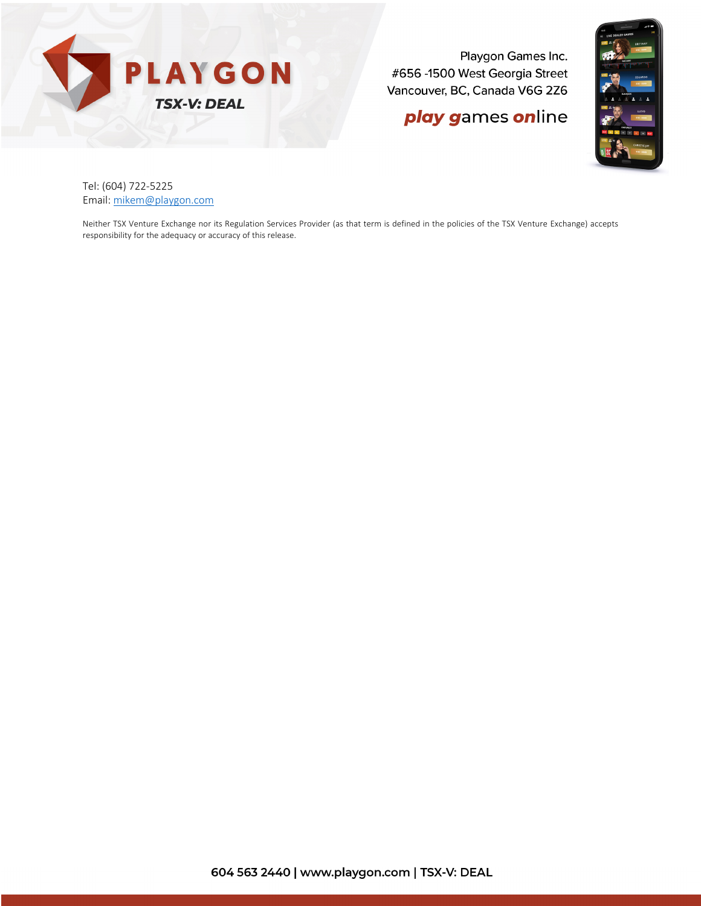Tel: (604) 722-5225
Email: mikem@playgon.com

Neither TSX Venture Exchange nor its Regulation Services Provider (as that term is defined in the policies of the TSX Venture Exchange) accepts responsibility for the adequacy or accuracy of this release.